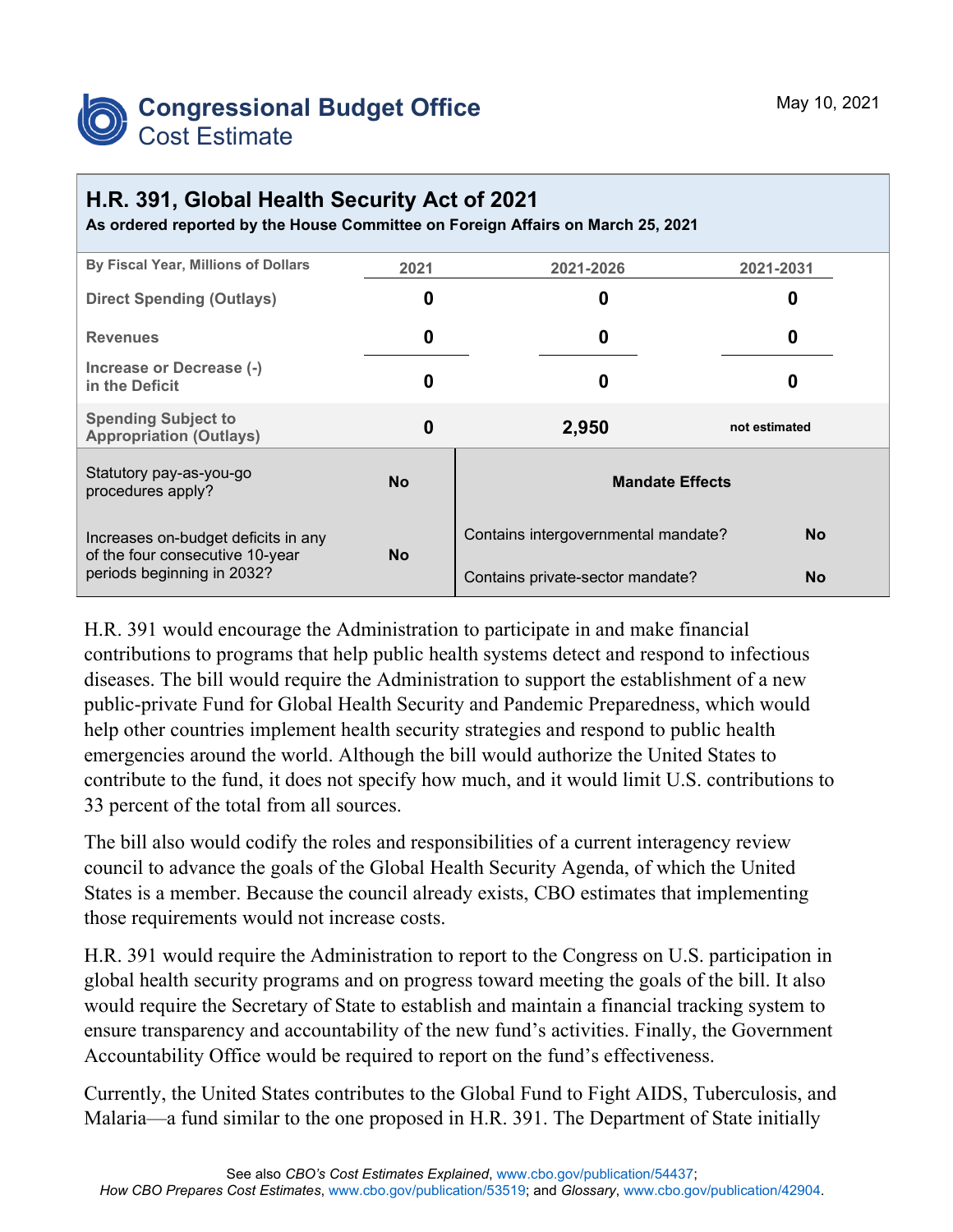# Congressional Budget Office
## Cost Estimate

May 10, 2021

## H.R. 391, Global Health Security Act of 2021

**As ordered reported by the House Committee on Foreign Affairs on March 25, 2021**

| By Fiscal Year, Millions of Dollars | 2021 | 2021-2026 | 2021-2031 |
|---|---|---|---|
| Direct Spending (Outlays) | 0 | 0 | 0 |
| Revenues | 0 | 0 | 0 |
| Increase or Decrease (-) in the Deficit | 0 | 0 | 0 |
| Spending Subject to Appropriation (Outlays) | 0 | 2,950 | not estimated |

| | | Mandate Effects | |
|---|---|---|---|
| Statutory pay-as-you-go procedures apply? | No | Contains intergovernmental mandate? | No |
| Increases on-budget deficits in any of the four consecutive 10-year periods beginning in 2032? | No | Contains private-sector mandate? | No |

H.R. 391 would encourage the Administration to participate in and make financial contributions to programs that help public health systems detect and respond to infectious diseases. The bill would require the Administration to support the establishment of a new public-private Fund for Global Health Security and Pandemic Preparedness, which would help other countries implement health security strategies and respond to public health emergencies around the world. Although the bill would authorize the United States to contribute to the fund, it does not specify how much, and it would limit U.S. contributions to 33 percent of the total from all sources.

The bill also would codify the roles and responsibilities of a current interagency review council to advance the goals of the Global Health Security Agenda, of which the United States is a member. Because the council already exists, CBO estimates that implementing those requirements would not increase costs.

H.R. 391 would require the Administration to report to the Congress on U.S. participation in global health security programs and on progress toward meeting the goals of the bill. It also would require the Secretary of State to establish and maintain a financial tracking system to ensure transparency and accountability of the new fund's activities. Finally, the Government Accountability Office would be required to report on the fund's effectiveness.

Currently, the United States contributes to the Global Fund to Fight AIDS, Tuberculosis, and Malaria—a fund similar to the one proposed in H.R. 391. The Department of State initially

See also *CBO's Cost Estimates Explained*, www.cbo.gov/publication/54437; *How CBO Prepares Cost Estimates*, www.cbo.gov/publication/53519; and *Glossary*, www.cbo.gov/publication/42904.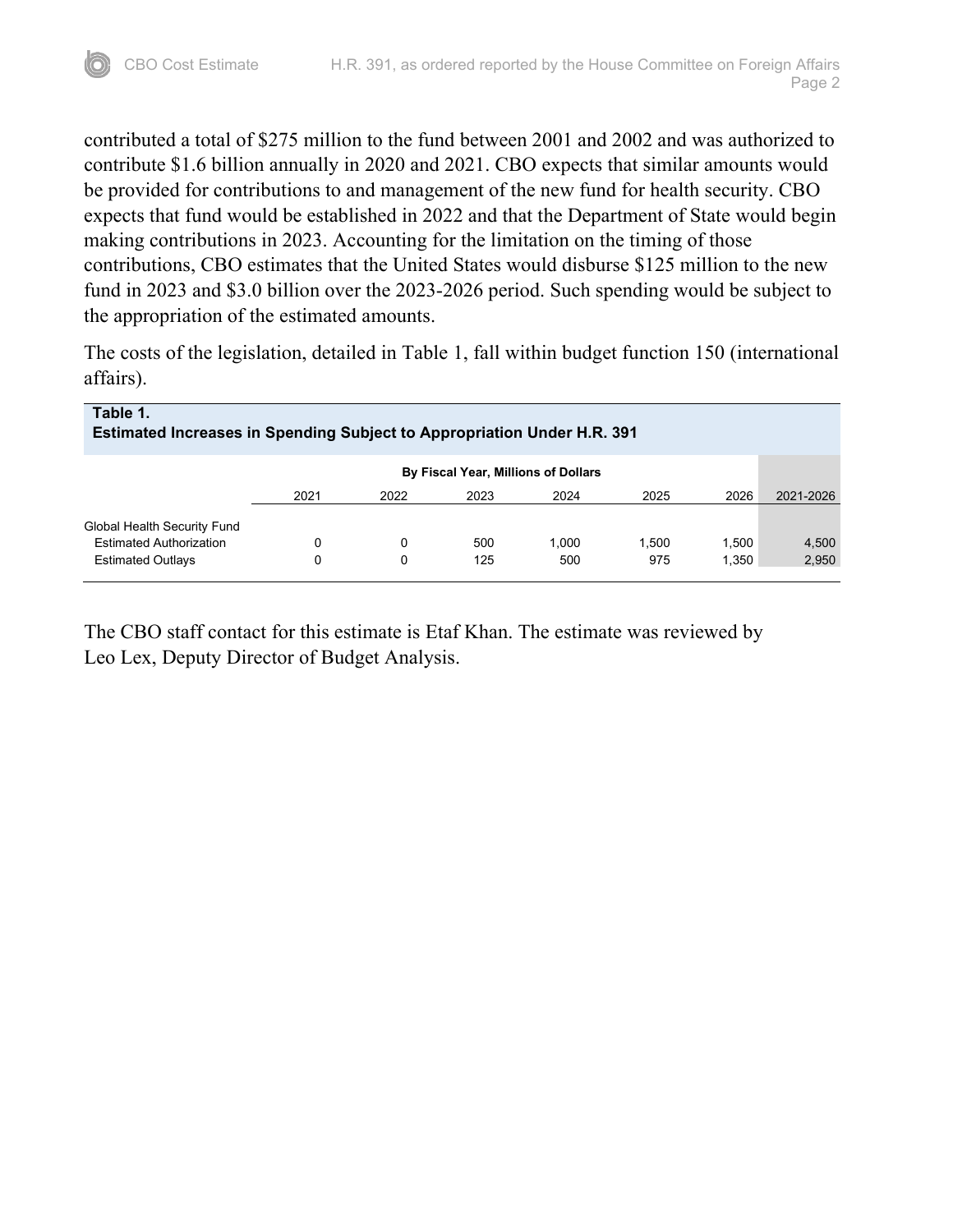contributed a total of $275 million to the fund between 2001 and 2002 and was authorized to contribute $1.6 billion annually in 2020 and 2021. CBO expects that similar amounts would be provided for contributions to and management of the new fund for health security. CBO expects that fund would be established in 2022 and that the Department of State would begin making contributions in 2023. Accounting for the limitation on the timing of those contributions, CBO estimates that the United States would disburse $125 million to the new fund in 2023 and $3.0 billion over the 2023-2026 period. Such spending would be subject to the appropriation of the estimated amounts.

The costs of the legislation, detailed in Table 1, fall within budget function 150 (international affairs).

**Table 1.**
**Estimated Increases in Spending Subject to Appropriation Under H.R. 391**

| | By Fiscal Year, Millions of Dollars | | | | | | |
|---|---|---|---|---|---|---|---|
| | 2021 | 2022 | 2023 | 2024 | 2025 | 2026 | 2021-2026 |
| Global Health Security Fund | | | | | | | |
| Estimated Authorization | 0 | 0 | 500 | 1,000 | 1,500 | 1,500 | 4,500 |
| Estimated Outlays | 0 | 0 | 125 | 500 | 975 | 1,350 | 2,950 |

The CBO staff contact for this estimate is Etaf Khan. The estimate was reviewed by Leo Lex, Deputy Director of Budget Analysis.